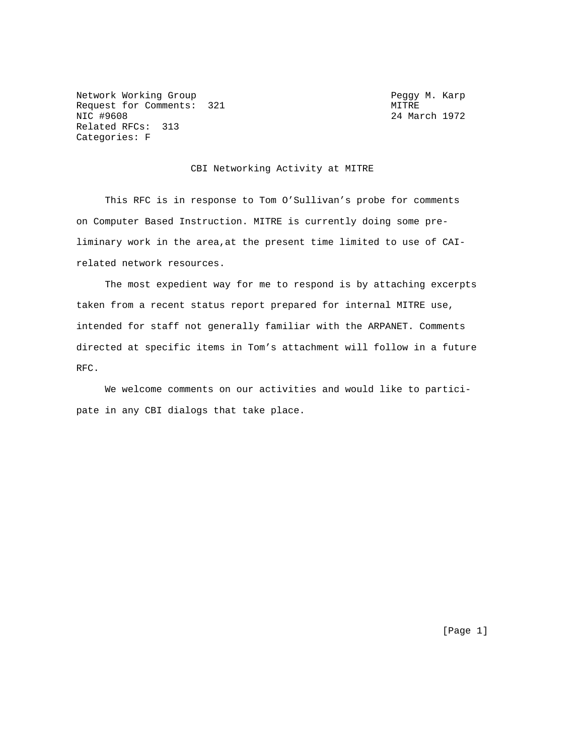Network Working Group                                    Peggy M. Karp
Request for Comments: 321                                MITRE
NIC #9608                                                24 March 1972
Related RFCs: 313
Categories: F

# CBI Networking Activity at MITRE

This RFC is in response to Tom O'Sullivan's probe for comments on Computer Based Instruction. MITRE is currently doing some preliminary work in the area,at the present time limited to use of CAI-related network resources.

The most expedient way for me to respond is by attaching excerpts taken from a recent status report prepared for internal MITRE use, intended for staff not generally familiar with the ARPANET. Comments directed at specific items in Tom's attachment will follow in a future RFC.

We welcome comments on our activities and would like to participate in any CBI dialogs that take place.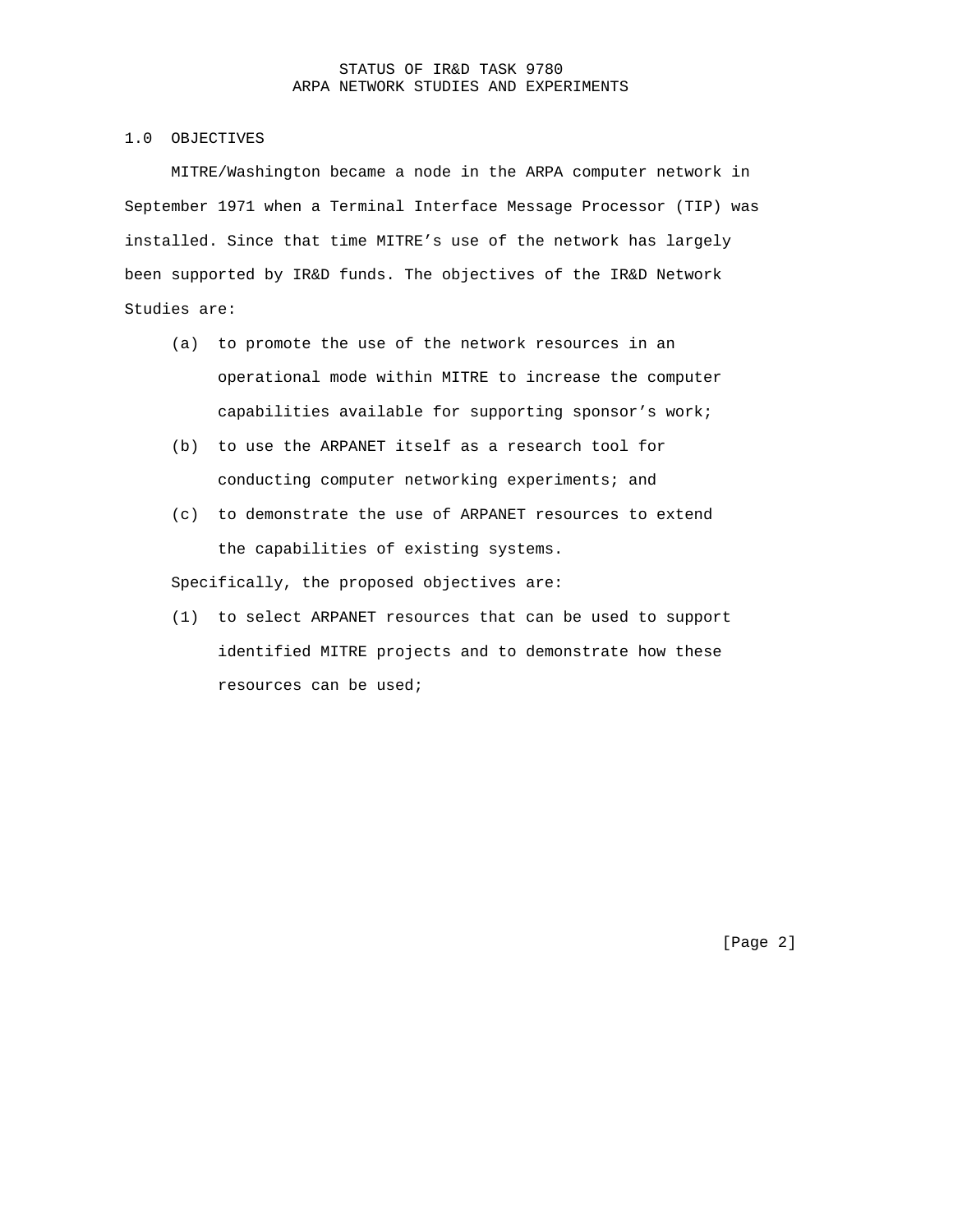# STATUS OF IR&D TASK 9780
# ARPA NETWORK STUDIES AND EXPERIMENTS

## 1.0 OBJECTIVES

MITRE/Washington became a node in the ARPA computer network in September 1971 when a Terminal Interface Message Processor (TIP) was installed. Since that time MITRE's use of the network has largely been supported by IR&D funds. The objectives of the IR&D Network Studies are:

(a) to promote the use of the network resources in an operational mode within MITRE to increase the computer capabilities available for supporting sponsor's work;

(b) to use the ARPANET itself as a research tool for conducting computer networking experiments; and

(c) to demonstrate the use of ARPANET resources to extend the capabilities of existing systems.

Specifically, the proposed objectives are:

(1) to select ARPANET resources that can be used to support identified MITRE projects and to demonstrate how these resources can be used;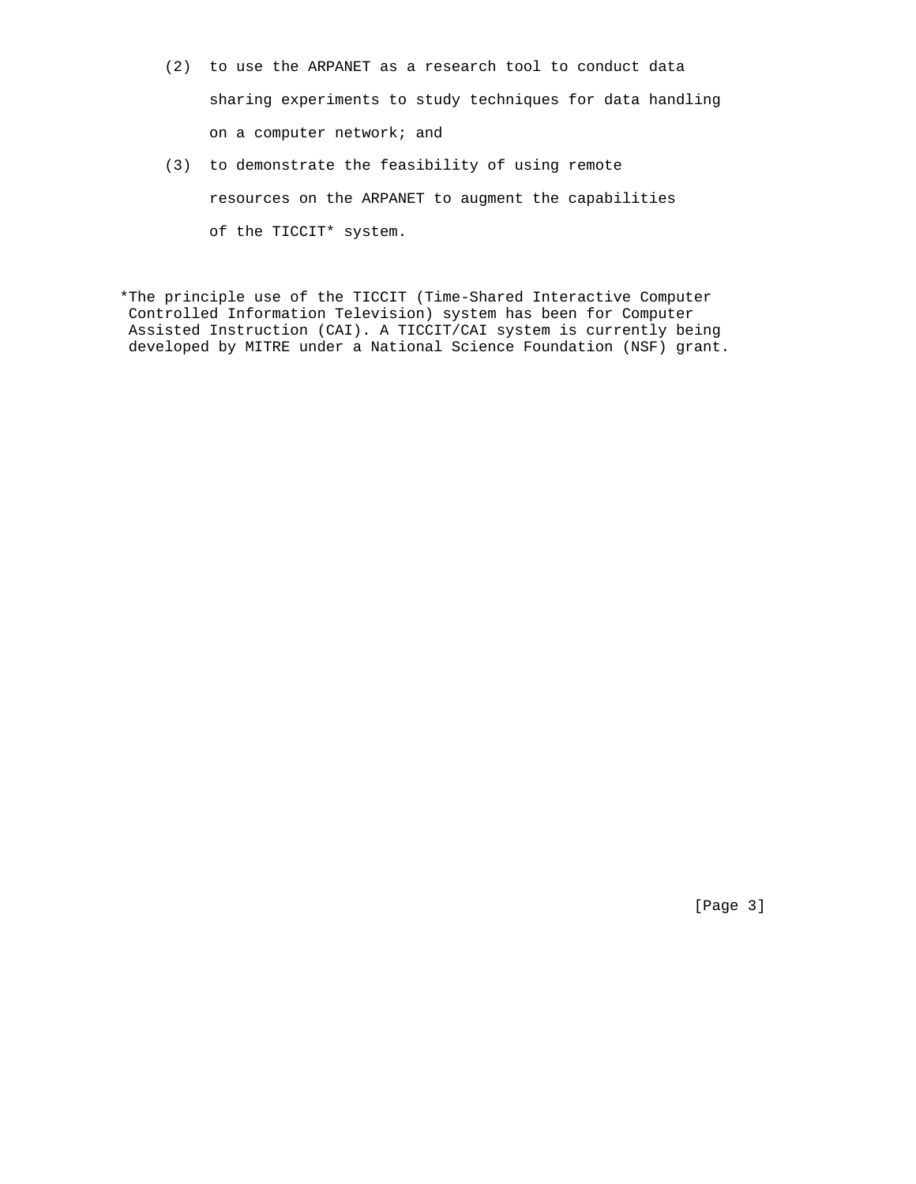(2) to use the ARPANET as a research tool to conduct data sharing experiments to study techniques for data handling on a computer network; and

(3) to demonstrate the feasibility of using remote resources on the ARPANET to augment the capabilities of the TICCIT* system.

*The principle use of the TICCIT (Time-Shared Interactive Computer Controlled Information Television) system has been for Computer Assisted Instruction (CAI). A TICCIT/CAI system is currently being developed by MITRE under a National Science Foundation (NSF) grant.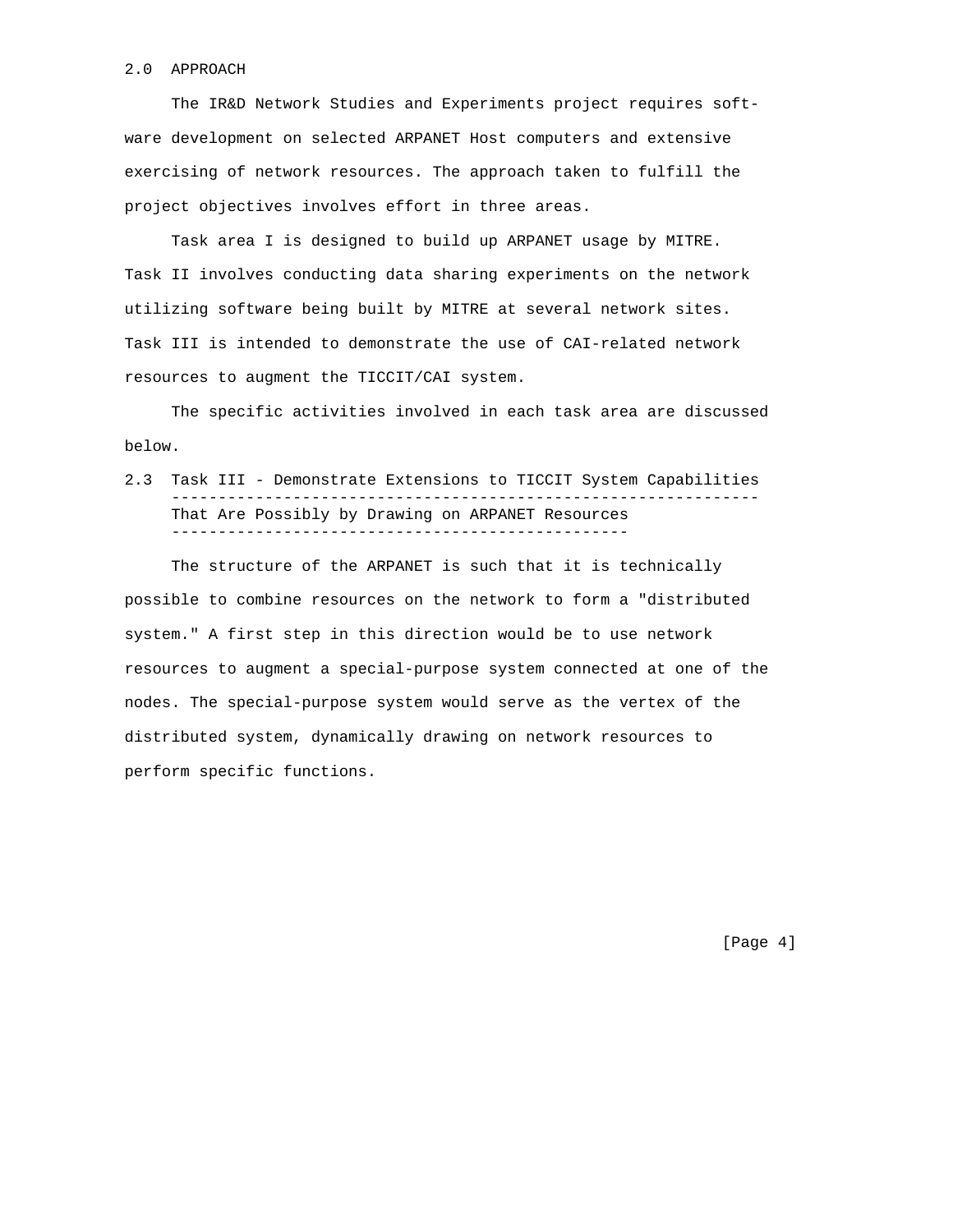## 2.0 APPROACH

The IR&D Network Studies and Experiments project requires software development on selected ARPANET Host computers and extensive exercising of network resources. The approach taken to fulfill the project objectives involves effort in three areas.

Task area I is designed to build up ARPANET usage by MITRE. Task II involves conducting data sharing experiments on the network utilizing software being built by MITRE at several network sites. Task III is intended to demonstrate the use of CAI-related network resources to augment the TICCIT/CAI system.

The specific activities involved in each task area are discussed below.

### 2.3 Task III - Demonstrate Extensions to TICCIT System Capabilities That Are Possibly by Drawing on ARPANET Resources

The structure of the ARPANET is such that it is technically possible to combine resources on the network to form a "distributed system." A first step in this direction would be to use network resources to augment a special-purpose system connected at one of the nodes. The special-purpose system would serve as the vertex of the distributed system, dynamically drawing on network resources to perform specific functions.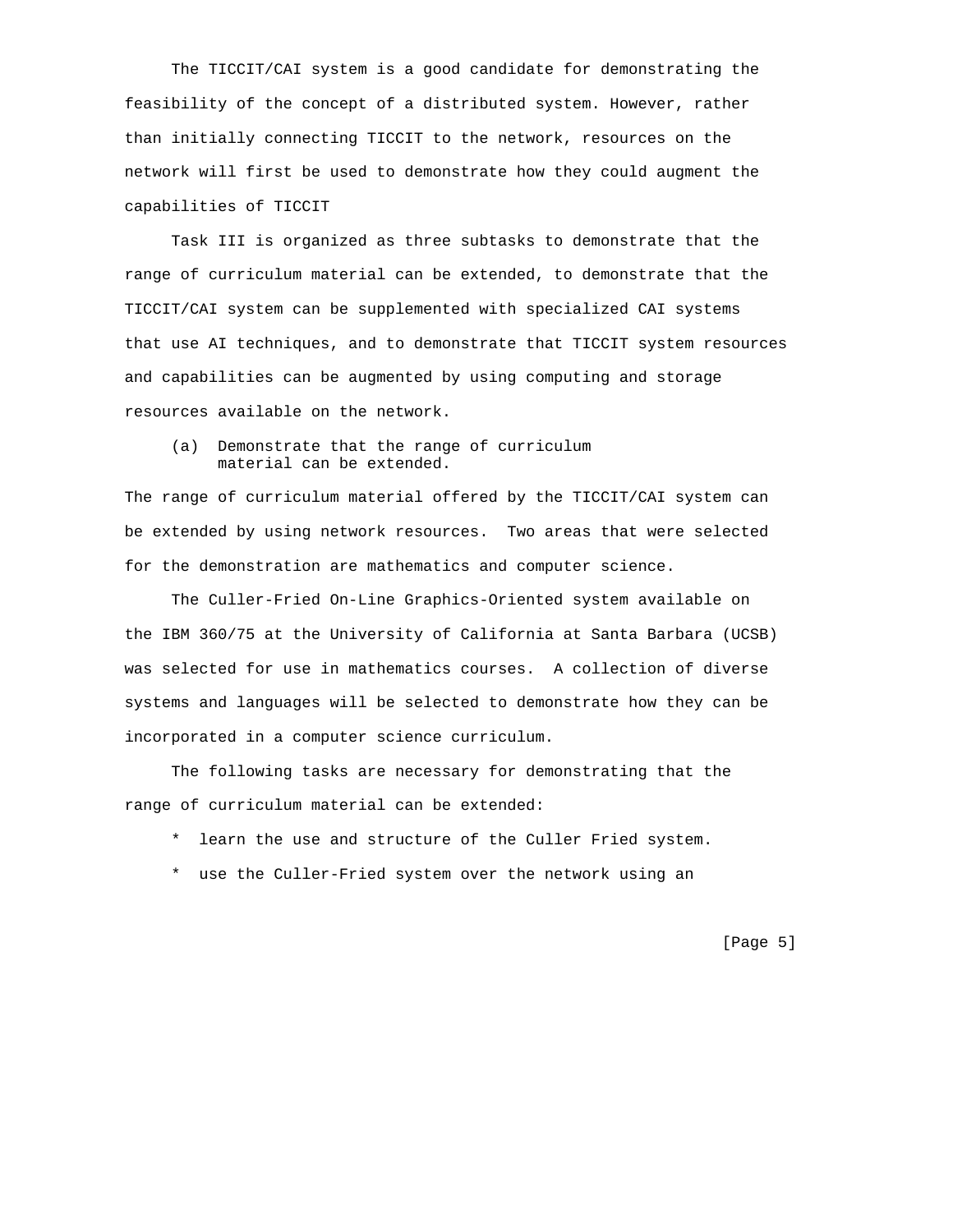The TICCIT/CAI system is a good candidate for demonstrating the feasibility of the concept of a distributed system. However, rather than initially connecting TICCIT to the network, resources on the network will first be used to demonstrate how they could augment the capabilities of TICCIT

Task III is organized as three subtasks to demonstrate that the range of curriculum material can be extended, to demonstrate that the TICCIT/CAI system can be supplemented with specialized CAI systems that use AI techniques, and to demonstrate that TICCIT system resources and capabilities can be augmented by using computing and storage resources available on the network.

(a) Demonstrate that the range of curriculum material can be extended.

The range of curriculum material offered by the TICCIT/CAI system can be extended by using network resources. Two areas that were selected for the demonstration are mathematics and computer science.

The Culler-Fried On-Line Graphics-Oriented system available on the IBM 360/75 at the University of California at Santa Barbara (UCSB) was selected for use in mathematics courses. A collection of diverse systems and languages will be selected to demonstrate how they can be incorporated in a computer science curriculum.

The following tasks are necessary for demonstrating that the range of curriculum material can be extended:

* learn the use and structure of the Culler Fried system.
* use the Culler-Fried system over the network using an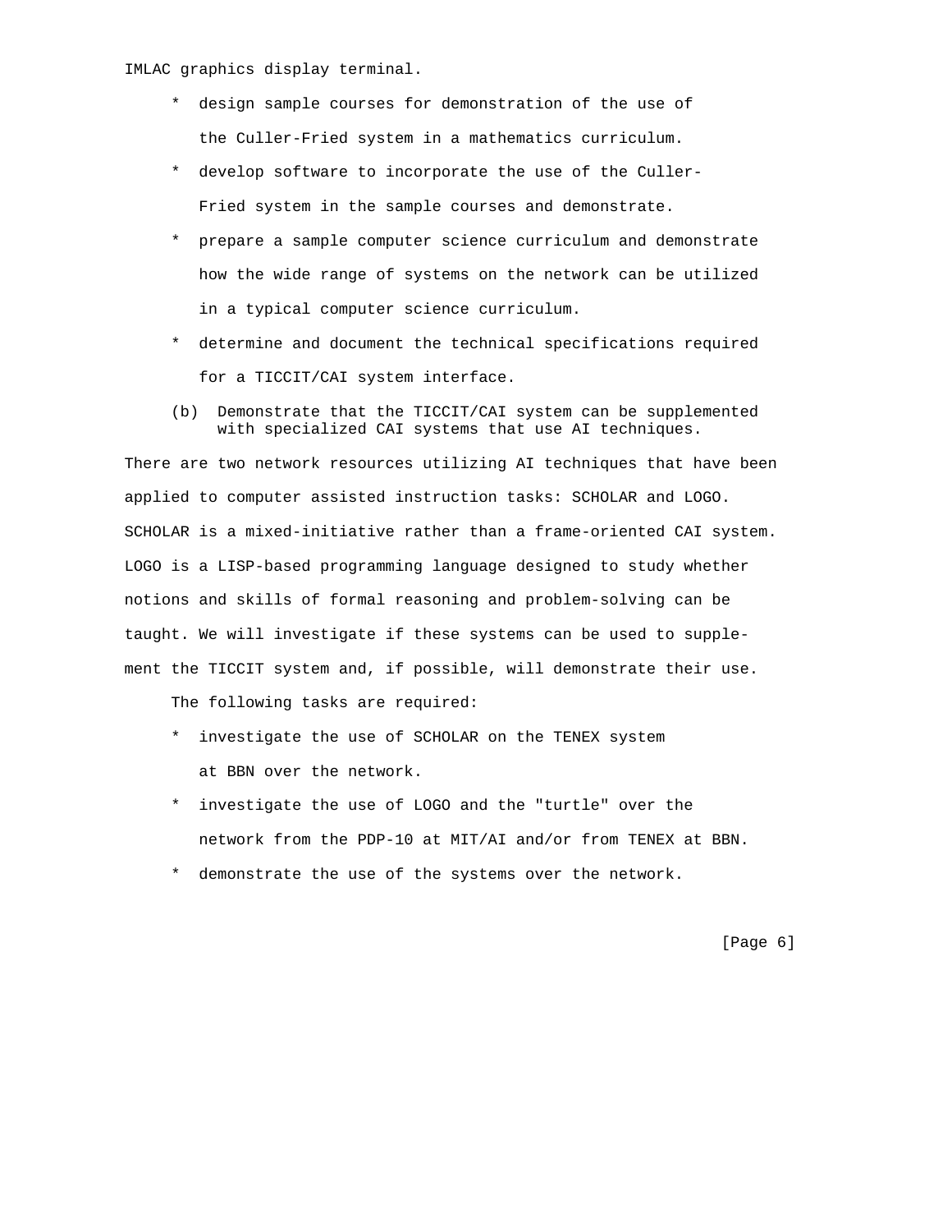IMLAC graphics display terminal.

* design sample courses for demonstration of the use of the Culler-Fried system in a mathematics curriculum.
* develop software to incorporate the use of the Culler-Fried system in the sample courses and demonstrate.
* prepare a sample computer science curriculum and demonstrate how the wide range of systems on the network can be utilized in a typical computer science curriculum.
* determine and document the technical specifications required for a TICCIT/CAI system interface.

(b) Demonstrate that the TICCIT/CAI system can be supplemented with specialized CAI systems that use AI techniques.

There are two network resources utilizing AI techniques that have been applied to computer assisted instruction tasks: SCHOLAR and LOGO. SCHOLAR is a mixed-initiative rather than a frame-oriented CAI system. LOGO is a LISP-based programming language designed to study whether notions and skills of formal reasoning and problem-solving can be taught. We will investigate if these systems can be used to supplement the TICCIT system and, if possible, will demonstrate their use.

The following tasks are required:

* investigate the use of SCHOLAR on the TENEX system at BBN over the network.
* investigate the use of LOGO and the "turtle" over the network from the PDP-10 at MIT/AI and/or from TENEX at BBN.
* demonstrate the use of the systems over the network.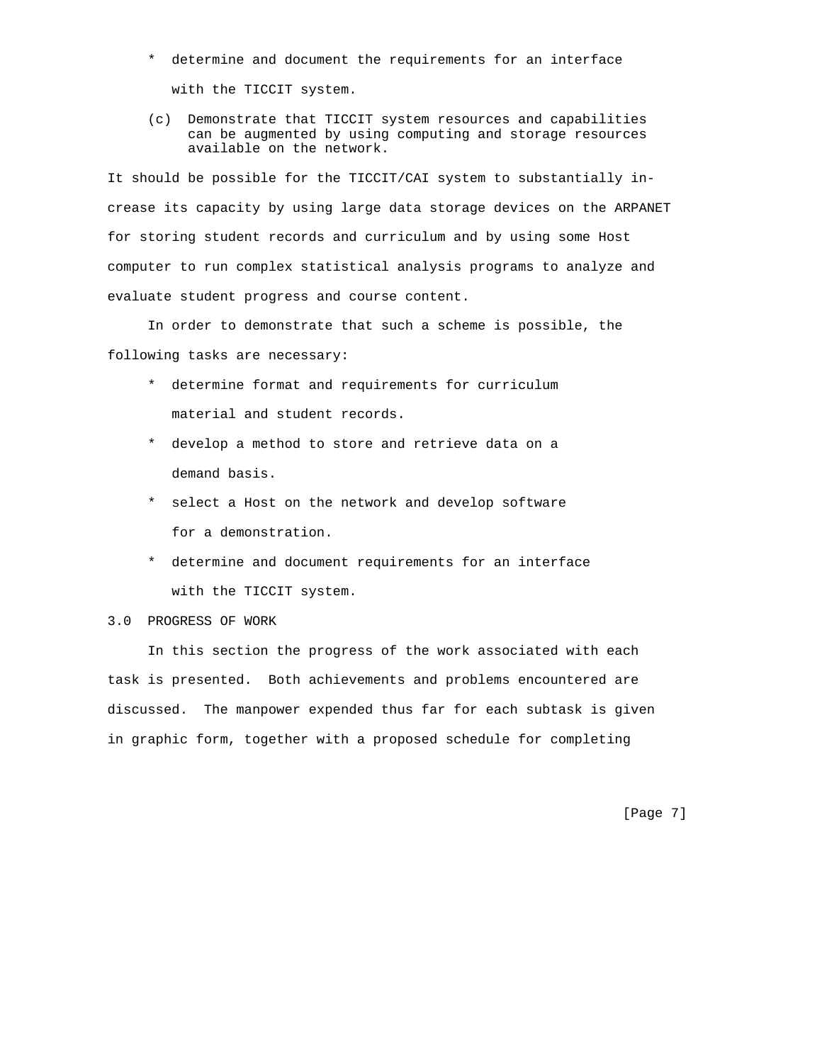* determine and document the requirements for an interface with the TICCIT system.

(c) Demonstrate that TICCIT system resources and capabilities can be augmented by using computing and storage resources available on the network.

It should be possible for the TICCIT/CAI system to substantially increase its capacity by using large data storage devices on the ARPANET for storing student records and curriculum and by using some Host computer to run complex statistical analysis programs to analyze and evaluate student progress and course content.

In order to demonstrate that such a scheme is possible, the following tasks are necessary:

* determine format and requirements for curriculum material and student records.
* develop a method to store and retrieve data on a demand basis.
* select a Host on the network and develop software for a demonstration.
* determine and document requirements for an interface with the TICCIT system.

## 3.0 PROGRESS OF WORK

In this section the progress of the work associated with each task is presented. Both achievements and problems encountered are discussed. The manpower expended thus far for each subtask is given in graphic form, together with a proposed schedule for completing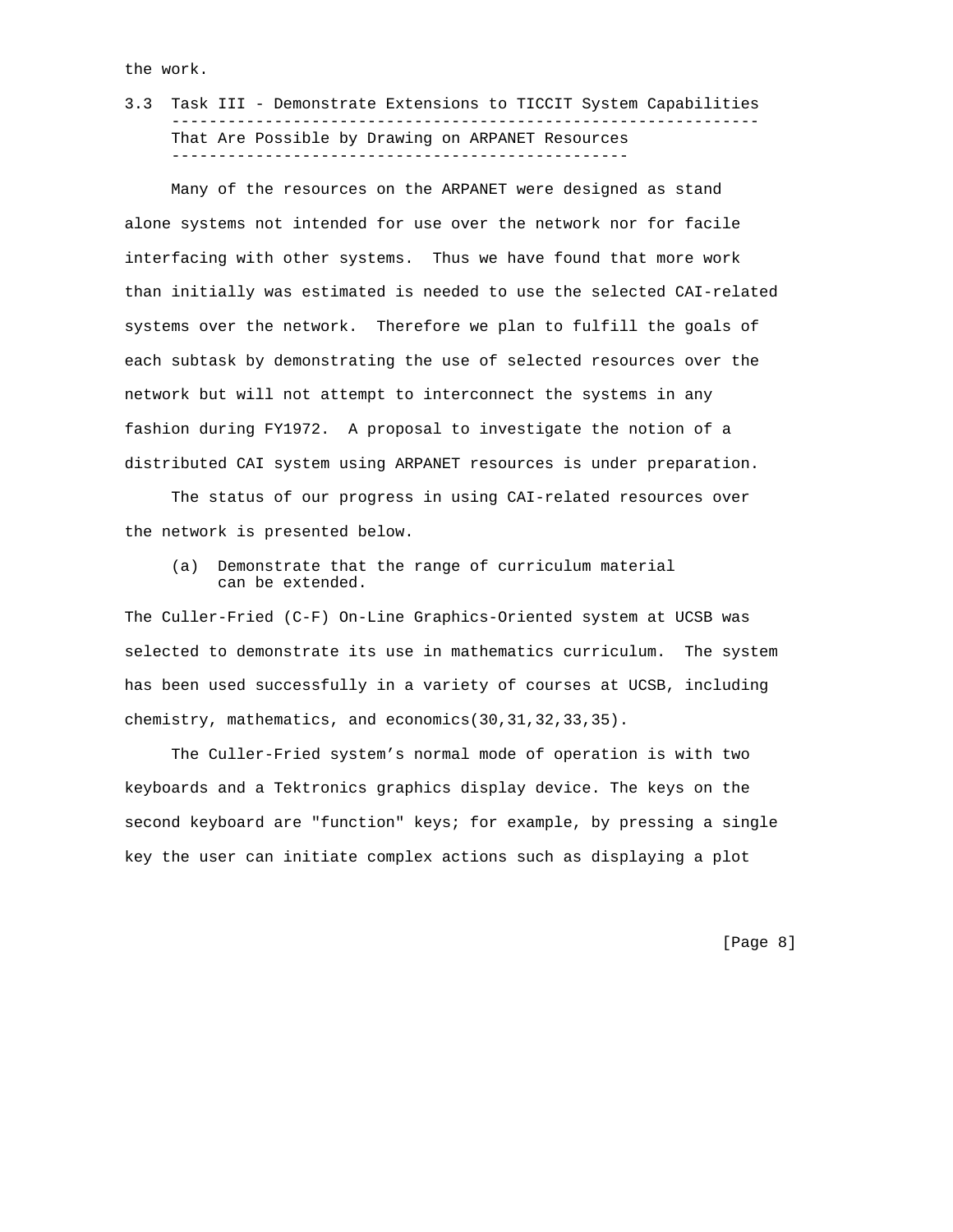the work.

### 3.3 Task III - Demonstrate Extensions to TICCIT System Capabilities That Are Possible by Drawing on ARPANET Resources

Many of the resources on the ARPANET were designed as stand alone systems not intended for use over the network nor for facile interfacing with other systems. Thus we have found that more work than initially was estimated is needed to use the selected CAI-related systems over the network. Therefore we plan to fulfill the goals of each subtask by demonstrating the use of selected resources over the network but will not attempt to interconnect the systems in any fashion during FY1972. A proposal to investigate the notion of a distributed CAI system using ARPANET resources is under preparation.

The status of our progress in using CAI-related resources over the network is presented below.

(a) Demonstrate that the range of curriculum material can be extended.

The Culler-Fried (C-F) On-Line Graphics-Oriented system at UCSB was selected to demonstrate its use in mathematics curriculum. The system has been used successfully in a variety of courses at UCSB, including chemistry, mathematics, and economics(30,31,32,33,35).

The Culler-Fried system's normal mode of operation is with two keyboards and a Tektronics graphics display device. The keys on the second keyboard are "function" keys; for example, by pressing a single key the user can initiate complex actions such as displaying a plot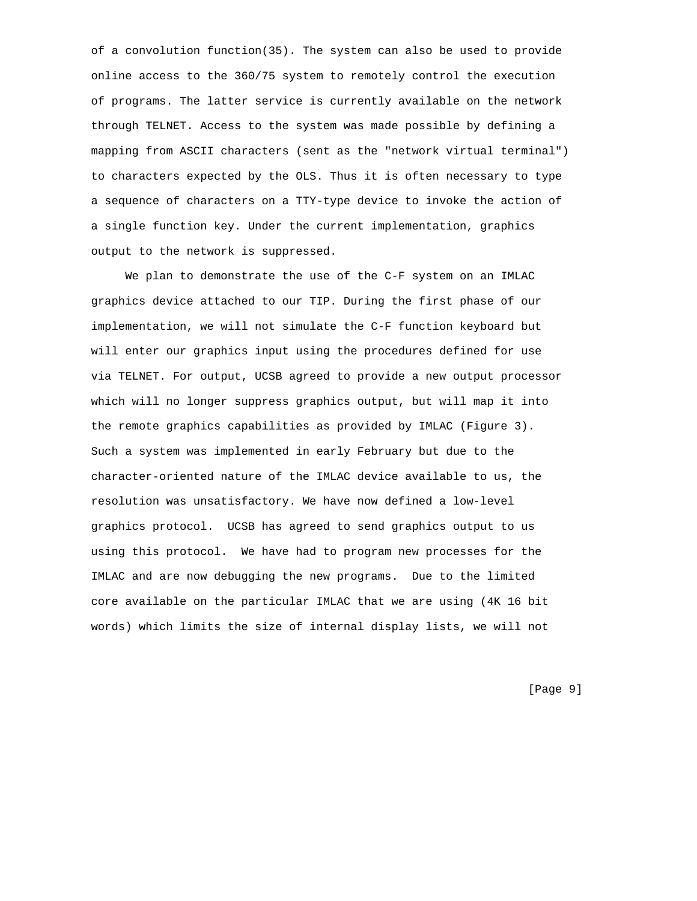of a convolution function(35). The system can also be used to provide online access to the 360/75 system to remotely control the execution of programs. The latter service is currently available on the network through TELNET. Access to the system was made possible by defining a mapping from ASCII characters (sent as the "network virtual terminal") to characters expected by the OLS. Thus it is often necessary to type a sequence of characters on a TTY-type device to invoke the action of a single function key. Under the current implementation, graphics output to the network is suppressed.

We plan to demonstrate the use of the C-F system on an IMLAC graphics device attached to our TIP. During the first phase of our implementation, we will not simulate the C-F function keyboard but will enter our graphics input using the procedures defined for use via TELNET. For output, UCSB agreed to provide a new output processor which will no longer suppress graphics output, but will map it into the remote graphics capabilities as provided by IMLAC (Figure 3). Such a system was implemented in early February but due to the character-oriented nature of the IMLAC device available to us, the resolution was unsatisfactory. We have now defined a low-level graphics protocol. UCSB has agreed to send graphics output to us using this protocol. We have had to program new processes for the IMLAC and are now debugging the new programs. Due to the limited core available on the particular IMLAC that we are using (4K 16 bit words) which limits the size of internal display lists, we will not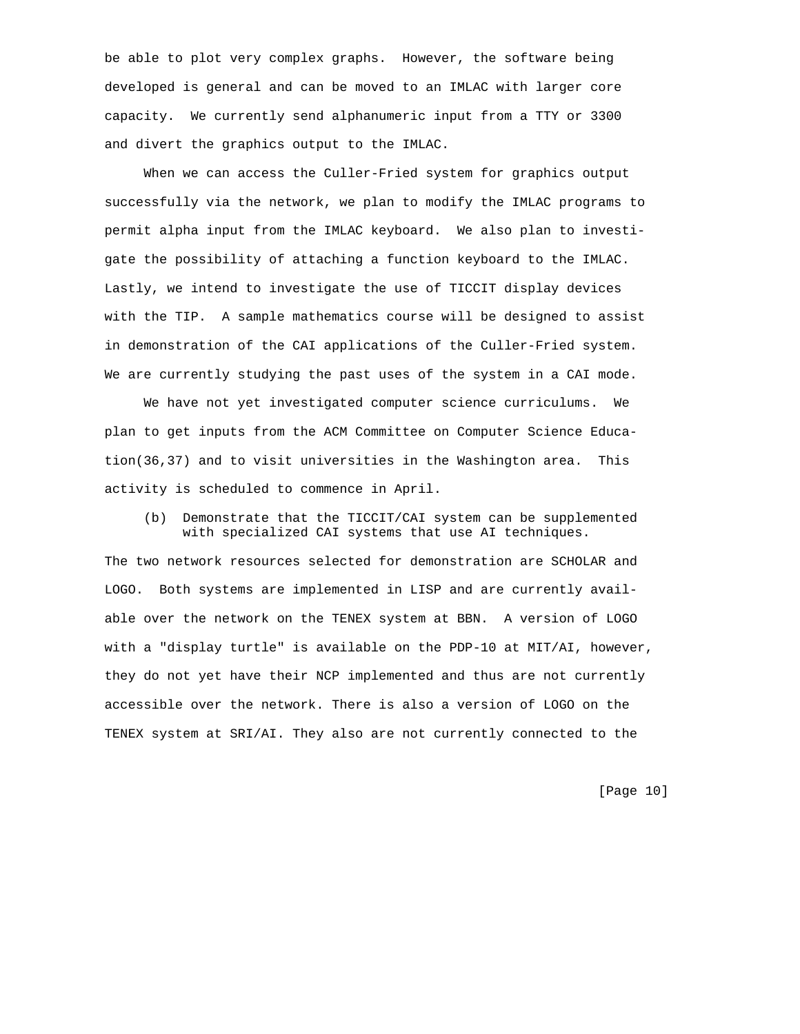be able to plot very complex graphs. However, the software being developed is general and can be moved to an IMLAC with larger core capacity. We currently send alphanumeric input from a TTY or 3300 and divert the graphics output to the IMLAC.

When we can access the Culler-Fried system for graphics output successfully via the network, we plan to modify the IMLAC programs to permit alpha input from the IMLAC keyboard. We also plan to investigate the possibility of attaching a function keyboard to the IMLAC. Lastly, we intend to investigate the use of TICCIT display devices with the TIP. A sample mathematics course will be designed to assist in demonstration of the CAI applications of the Culler-Fried system. We are currently studying the past uses of the system in a CAI mode.

We have not yet investigated computer science curriculums. We plan to get inputs from the ACM Committee on Computer Science Education(36,37) and to visit universities in the Washington area. This activity is scheduled to commence in April.

(b) Demonstrate that the TICCIT/CAI system can be supplemented with specialized CAI systems that use AI techniques.

The two network resources selected for demonstration are SCHOLAR and LOGO. Both systems are implemented in LISP and are currently available over the network on the TENEX system at BBN. A version of LOGO with a "display turtle" is available on the PDP-10 at MIT/AI, however, they do not yet have their NCP implemented and thus are not currently accessible over the network. There is also a version of LOGO on the TENEX system at SRI/AI. They also are not currently connected to the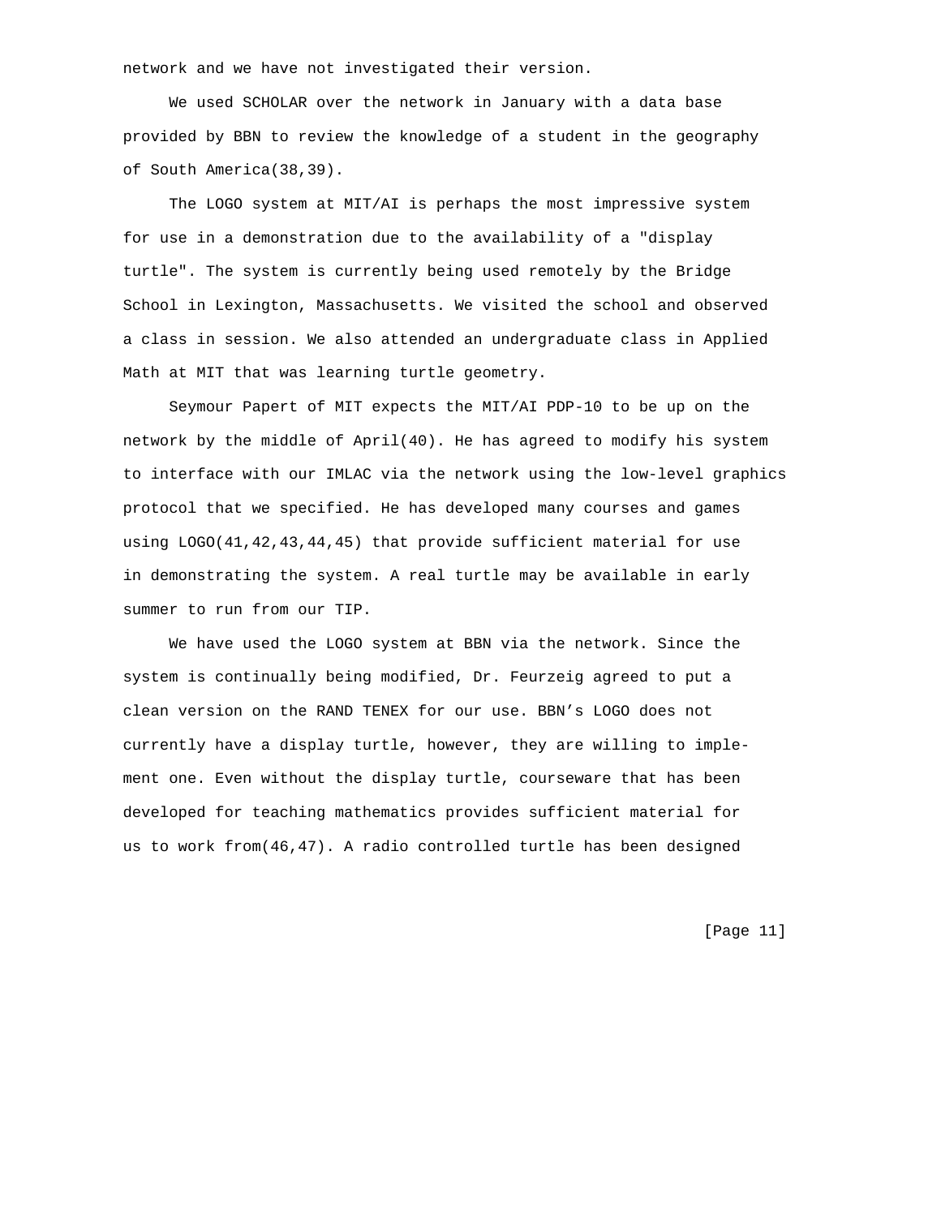network and we have not investigated their version.

We used SCHOLAR over the network in January with a data base provided by BBN to review the knowledge of a student in the geography of South America(38,39).

The LOGO system at MIT/AI is perhaps the most impressive system for use in a demonstration due to the availability of a "display turtle". The system is currently being used remotely by the Bridge School in Lexington, Massachusetts. We visited the school and observed a class in session. We also attended an undergraduate class in Applied Math at MIT that was learning turtle geometry.

Seymour Papert of MIT expects the MIT/AI PDP-10 to be up on the network by the middle of April(40). He has agreed to modify his system to interface with our IMLAC via the network using the low-level graphics protocol that we specified. He has developed many courses and games using LOGO(41,42,43,44,45) that provide sufficient material for use in demonstrating the system. A real turtle may be available in early summer to run from our TIP.

We have used the LOGO system at BBN via the network. Since the system is continually being modified, Dr. Feurzeig agreed to put a clean version on the RAND TENEX for our use. BBN's LOGO does not currently have a display turtle, however, they are willing to implement one. Even without the display turtle, courseware that has been developed for teaching mathematics provides sufficient material for us to work from(46,47). A radio controlled turtle has been designed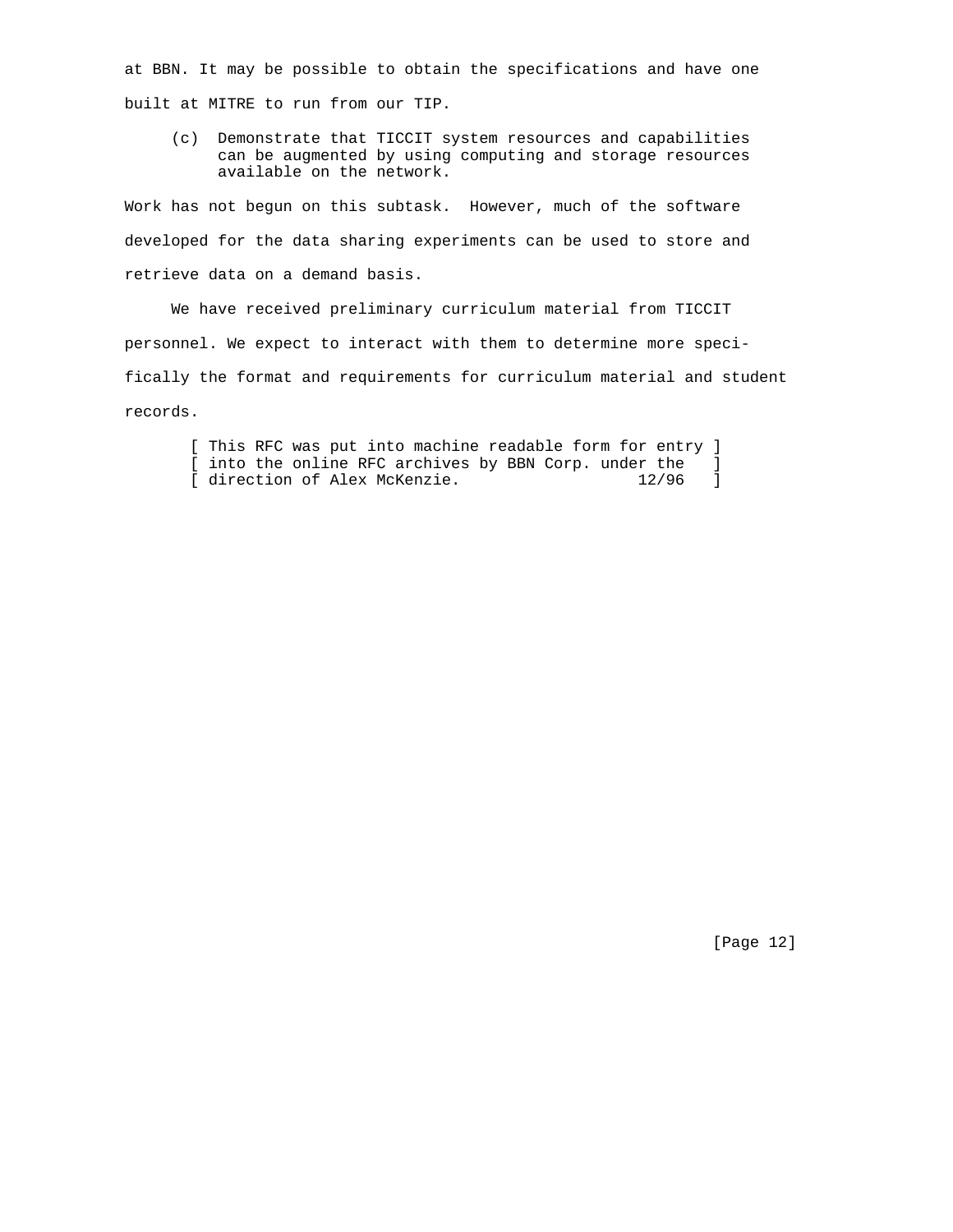at BBN. It may be possible to obtain the specifications and have one built at MITRE to run from our TIP.

(c) Demonstrate that TICCIT system resources and capabilities can be augmented by using computing and storage resources available on the network.

Work has not begun on this subtask. However, much of the software developed for the data sharing experiments can be used to store and retrieve data on a demand basis.

We have received preliminary curriculum material from TICCIT personnel. We expect to interact with them to determine more specifically the format and requirements for curriculum material and student records.

```
[ This RFC was put into machine readable form for entry ]
[ into the online RFC archives by BBN Corp. under the   ]
[ direction of Alex McKenzie.                   12/96   ]
```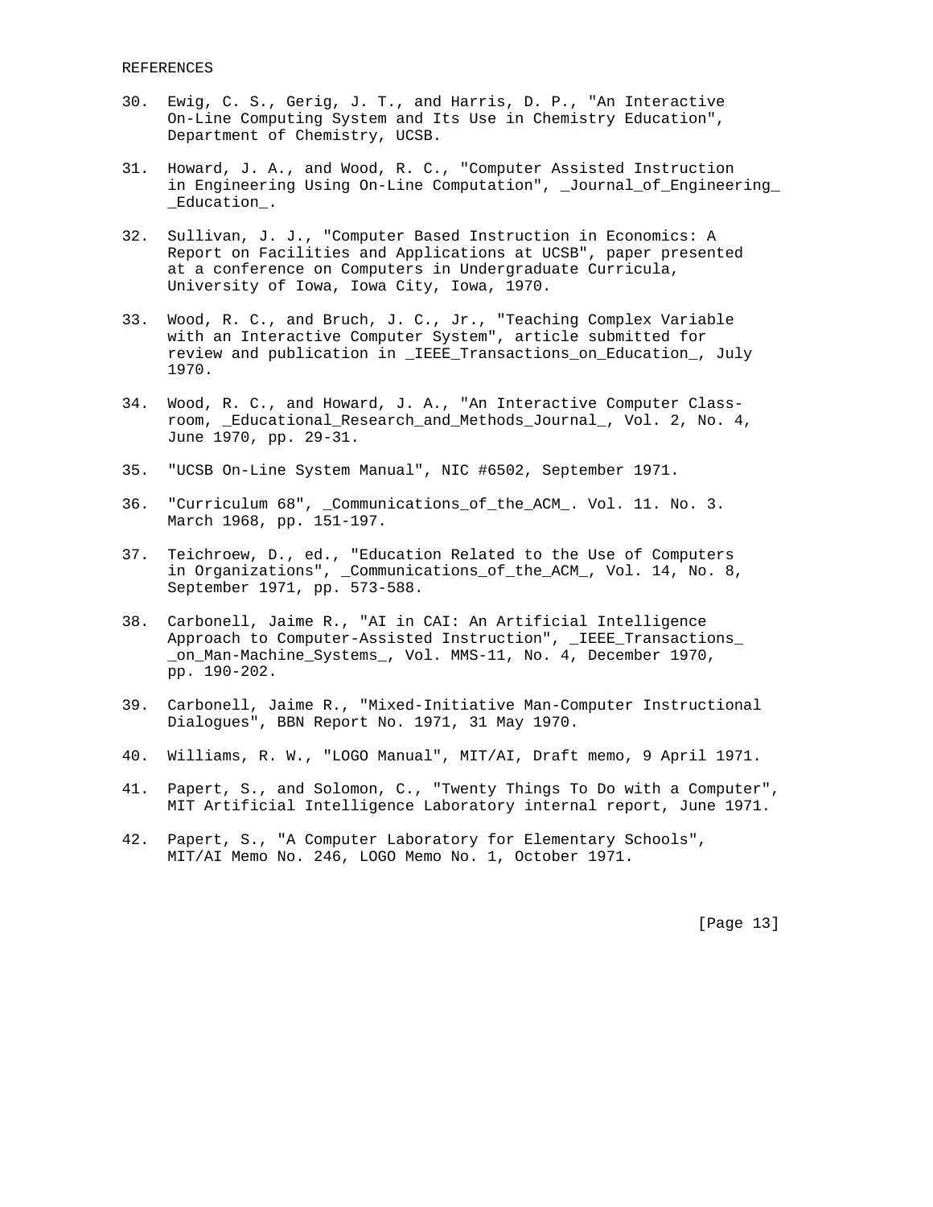REFERENCES

30. Ewig, C. S., Gerig, J. T., and Harris, D. P., "An Interactive On-Line Computing System and Its Use in Chemistry Education", Department of Chemistry, UCSB.

31. Howard, J. A., and Wood, R. C., "Computer Assisted Instruction in Engineering Using On-Line Computation", _Journal_of_Engineering_ _Education_.

32. Sullivan, J. J., "Computer Based Instruction in Economics: A Report on Facilities and Applications at UCSB", paper presented at a conference on Computers in Undergraduate Curricula, University of Iowa, Iowa City, Iowa, 1970.

33. Wood, R. C., and Bruch, J. C., Jr., "Teaching Complex Variable with an Interactive Computer System", article submitted for review and publication in _IEEE_Transactions_on_Education_, July 1970.

34. Wood, R. C., and Howard, J. A., "An Interactive Computer Class- room, _Educational_Research_and_Methods_Journal_, Vol. 2, No. 4, June 1970, pp. 29-31.

35. "UCSB On-Line System Manual", NIC #6502, September 1971.

36. "Curriculum 68", _Communications_of_the_ACM_. Vol. 11. No. 3. March 1968, pp. 151-197.

37. Teichroew, D., ed., "Education Related to the Use of Computers in Organizations", _Communications_of_the_ACM_, Vol. 14, No. 8, September 1971, pp. 573-588.

38. Carbonell, Jaime R., "AI in CAI: An Artificial Intelligence Approach to Computer-Assisted Instruction", _IEEE_Transactions_ _on_Man-Machine_Systems_, Vol. MMS-11, No. 4, December 1970, pp. 190-202.

39. Carbonell, Jaime R., "Mixed-Initiative Man-Computer Instructional Dialogues", BBN Report No. 1971, 31 May 1970.

40. Williams, R. W., "LOGO Manual", MIT/AI, Draft memo, 9 April 1971.

41. Papert, S., and Solomon, C., "Twenty Things To Do with a Computer", MIT Artificial Intelligence Laboratory internal report, June 1971.

42. Papert, S., "A Computer Laboratory for Elementary Schools", MIT/AI Memo No. 246, LOGO Memo No. 1, October 1971.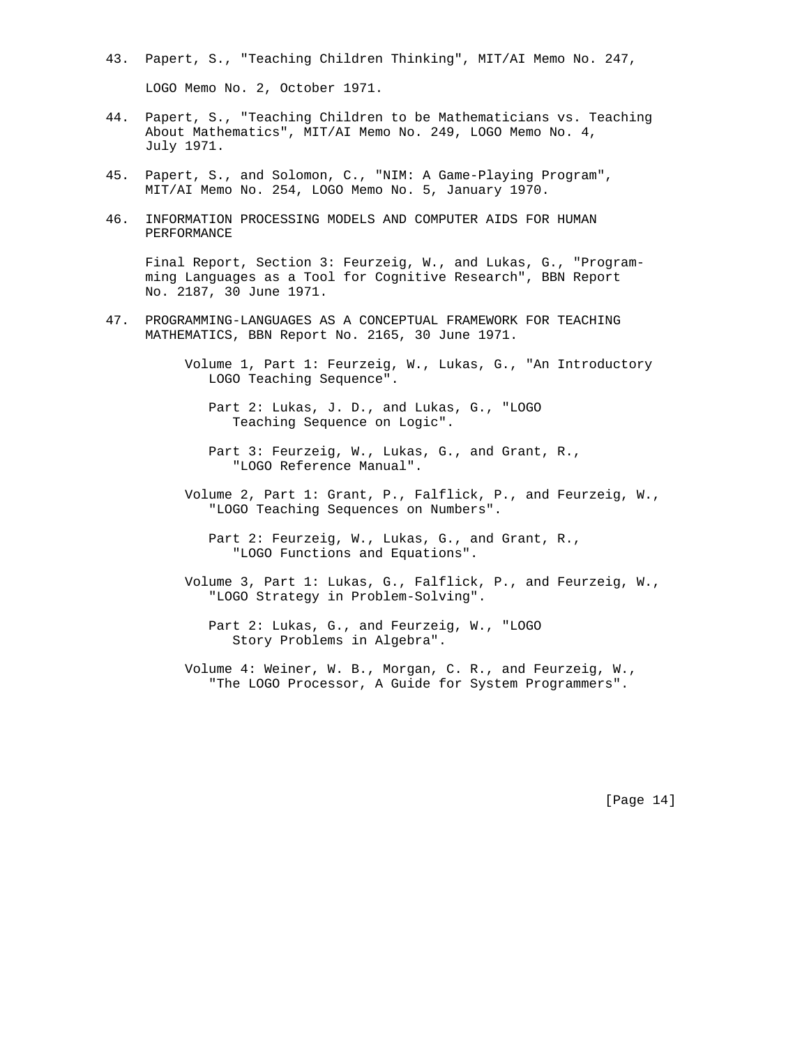43. Papert, S., "Teaching Children Thinking", MIT/AI Memo No. 247, LOGO Memo No. 2, October 1971.

44. Papert, S., "Teaching Children to be Mathematicians vs. Teaching About Mathematics", MIT/AI Memo No. 249, LOGO Memo No. 4, July 1971.

45. Papert, S., and Solomon, C., "NIM: A Game-Playing Program", MIT/AI Memo No. 254, LOGO Memo No. 5, January 1970.

46. INFORMATION PROCESSING MODELS AND COMPUTER AIDS FOR HUMAN PERFORMANCE

    Final Report, Section 3: Feurzeig, W., and Lukas, G., "Programming Languages as a Tool for Cognitive Research", BBN Report No. 2187, 30 June 1971.

47. PROGRAMMING-LANGUAGES AS A CONCEPTUAL FRAMEWORK FOR TEACHING MATHEMATICS, BBN Report No. 2165, 30 June 1971.

    Volume 1, Part 1: Feurzeig, W., Lukas, G., "An Introductory LOGO Teaching Sequence".

    Part 2: Lukas, J. D., and Lukas, G., "LOGO Teaching Sequence on Logic".

    Part 3: Feurzeig, W., Lukas, G., and Grant, R., "LOGO Reference Manual".

    Volume 2, Part 1: Grant, P., Falflick, P., and Feurzeig, W., "LOGO Teaching Sequences on Numbers".

    Part 2: Feurzeig, W., Lukas, G., and Grant, R., "LOGO Functions and Equations".

    Volume 3, Part 1: Lukas, G., Falflick, P., and Feurzeig, W., "LOGO Strategy in Problem-Solving".

    Part 2: Lukas, G., and Feurzeig, W., "LOGO Story Problems in Algebra".

    Volume 4: Weiner, W. B., Morgan, C. R., and Feurzeig, W., "The LOGO Processor, A Guide for System Programmers".